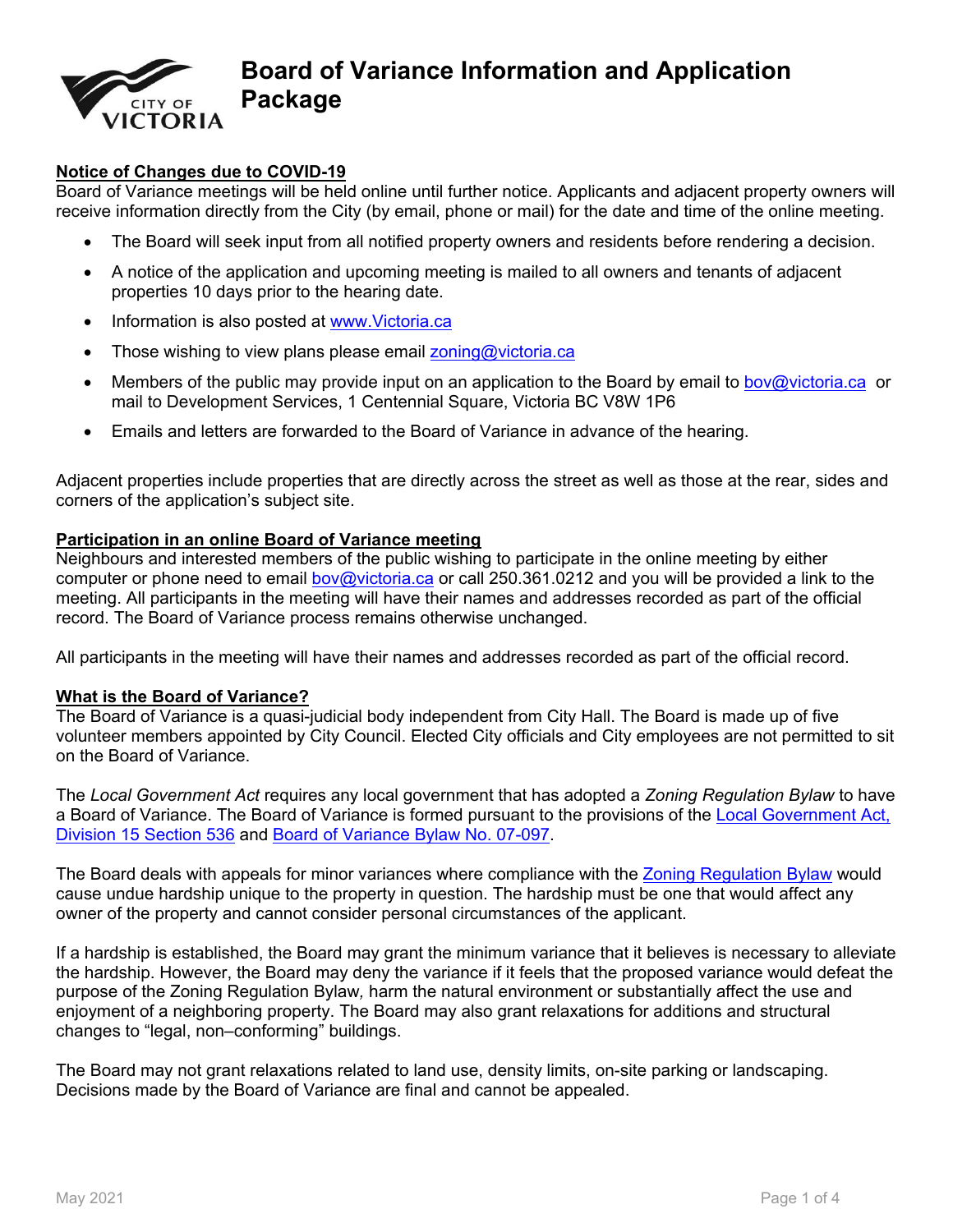# Board of Variance Information and Application Package

## Notice of Changes due to COVID-19

Board of Variance meetings will be held online until further notice. Applicants and adjacent property owners will receive information directly from the City (by email, phone or mail) for the date and time of the online meeting.

- The Board will seek input from all notified property owners and residents before rendering a decision.
- A notice of the application and upcoming meeting is mailed to all owners and tenants of adjacent properties 10 days prior to the hearing date.
- Information is also posted at [www.Victoria.ca](http://www.Victoria.ca)
- Those wishing to view plans please email [zoning@victoria.ca](mailto:zoning@victoria.ca)
- Members of the public may provide input on an application to the Board by email to [bov@victoria.ca](mailto:bov@victoria.ca) or mail to Development Services, 1 Centennial Square, Victoria BC V8W 1P6
- Emails and letters are forwarded to the Board of Variance in advance of the hearing.

Adjacent properties include properties that are directly across the street as well as those at the rear, sides and corners of the application's subject site.

## Participation in an online Board of Variance meeting

Neighbours and interested members of the public wishing to participate in the online meeting by either computer or phone need to email [bov@victoria.ca](mailto:bov@victoria.ca) or call 250.361.0212 and you will be provided a link to the meeting. All participants in the meeting will have their names and addresses recorded as part of the official record. The Board of Variance process remains otherwise unchanged.

All participants in the meeting will have their names and addresses recorded as part of the official record.

## What is the Board of Variance?

The Board of Variance is a quasi-judicial body independent from City Hall. The Board is made up of five volunteer members appointed by City Council. Elected City officials and City employees are not permitted to sit on the Board of Variance.

The *Local Government Act* requires any local government that has adopted a *Zoning Regulation Bylaw* to have a Board of Variance. The Board of Variance is formed pursuant to the provisions of the Local Government Act, Division 15 Section 536 and Board of Variance Bylaw No. 07-097.

The Board deals with appeals for minor variances where compliance with the Zoning Regulation Bylaw would cause undue hardship unique to the property in question. The hardship must be one that would affect any owner of the property and cannot consider personal circumstances of the applicant.

If a hardship is established, the Board may grant the minimum variance that it believes is necessary to alleviate the hardship. However, the Board may deny the variance if it feels that the proposed variance would defeat the purpose of the Zoning Regulation Bylaw*,* harm the natural environment or substantially affect the use and enjoyment of a neighboring property. The Board may also grant relaxations for additions and structural changes to "legal, non–conforming" buildings.

The Board may not grant relaxations related to land use, density limits, on-site parking or landscaping. Decisions made by the Board of Variance are final and cannot be appealed.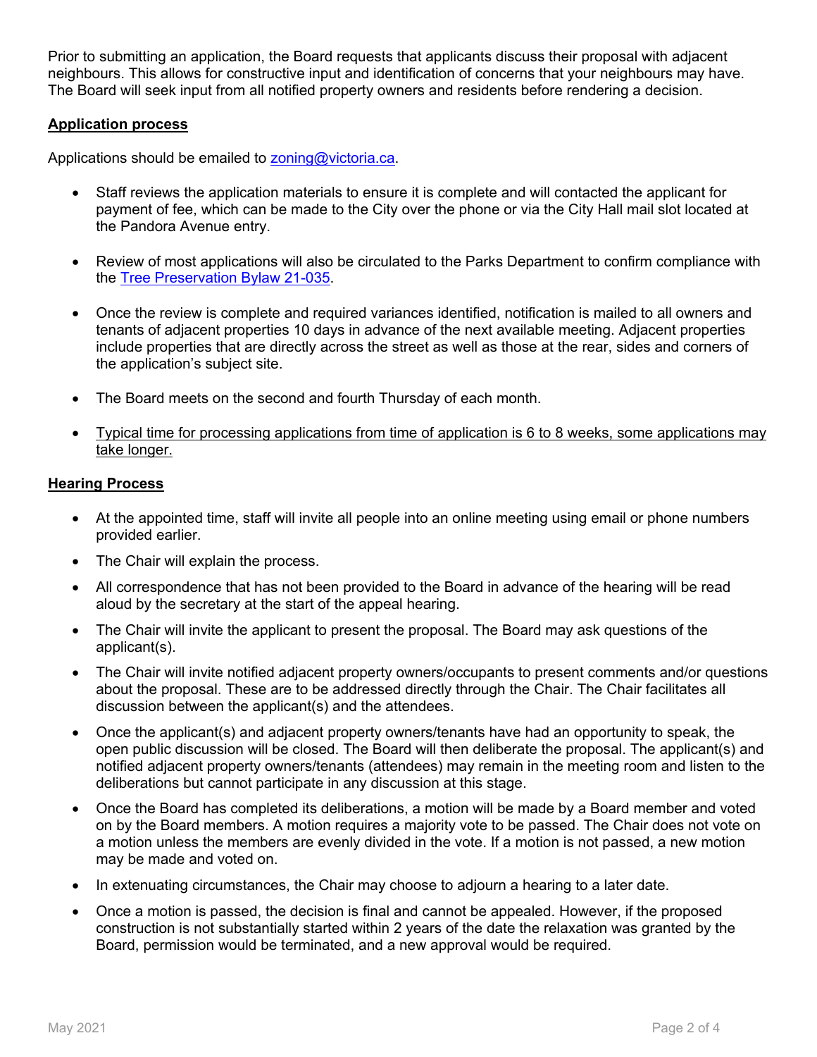Prior to submitting an application, the Board requests that applicants discuss their proposal with adjacent neighbours. This allows for constructive input and identification of concerns that your neighbours may have. The Board will seek input from all notified property owners and residents before rendering a decision.

## Application process

Applications should be emailed to zoning@victoria.ca.

- Staff reviews the application materials to ensure it is complete and will contacted the applicant for payment of fee, which can be made to the City over the phone or via the City Hall mail slot located at the Pandora Avenue entry.
- Review of most applications will also be circulated to the Parks Department to confirm compliance with the Tree Preservation Bylaw 21-035.
- Once the review is complete and required variances identified, notification is mailed to all owners and tenants of adjacent properties 10 days in advance of the next available meeting. Adjacent properties include properties that are directly across the street as well as those at the rear, sides and corners of the application's subject site.
- The Board meets on the second and fourth Thursday of each month.
- Typical time for processing applications from time of application is 6 to 8 weeks, some applications may take longer.

## Hearing Process

- At the appointed time, staff will invite all people into an online meeting using email or phone numbers provided earlier.
- The Chair will explain the process.
- All correspondence that has not been provided to the Board in advance of the hearing will be read aloud by the secretary at the start of the appeal hearing.
- The Chair will invite the applicant to present the proposal. The Board may ask questions of the applicant(s).
- The Chair will invite notified adjacent property owners/occupants to present comments and/or questions about the proposal. These are to be addressed directly through the Chair. The Chair facilitates all discussion between the applicant(s) and the attendees.
- Once the applicant(s) and adjacent property owners/tenants have had an opportunity to speak, the open public discussion will be closed. The Board will then deliberate the proposal. The applicant(s) and notified adjacent property owners/tenants (attendees) may remain in the meeting room and listen to the deliberations but cannot participate in any discussion at this stage.
- Once the Board has completed its deliberations, a motion will be made by a Board member and voted on by the Board members. A motion requires a majority vote to be passed. The Chair does not vote on a motion unless the members are evenly divided in the vote. If a motion is not passed, a new motion may be made and voted on.
- In extenuating circumstances, the Chair may choose to adjourn a hearing to a later date.
- Once a motion is passed, the decision is final and cannot be appealed. However, if the proposed construction is not substantially started within 2 years of the date the relaxation was granted by the Board, permission would be terminated, and a new approval would be required.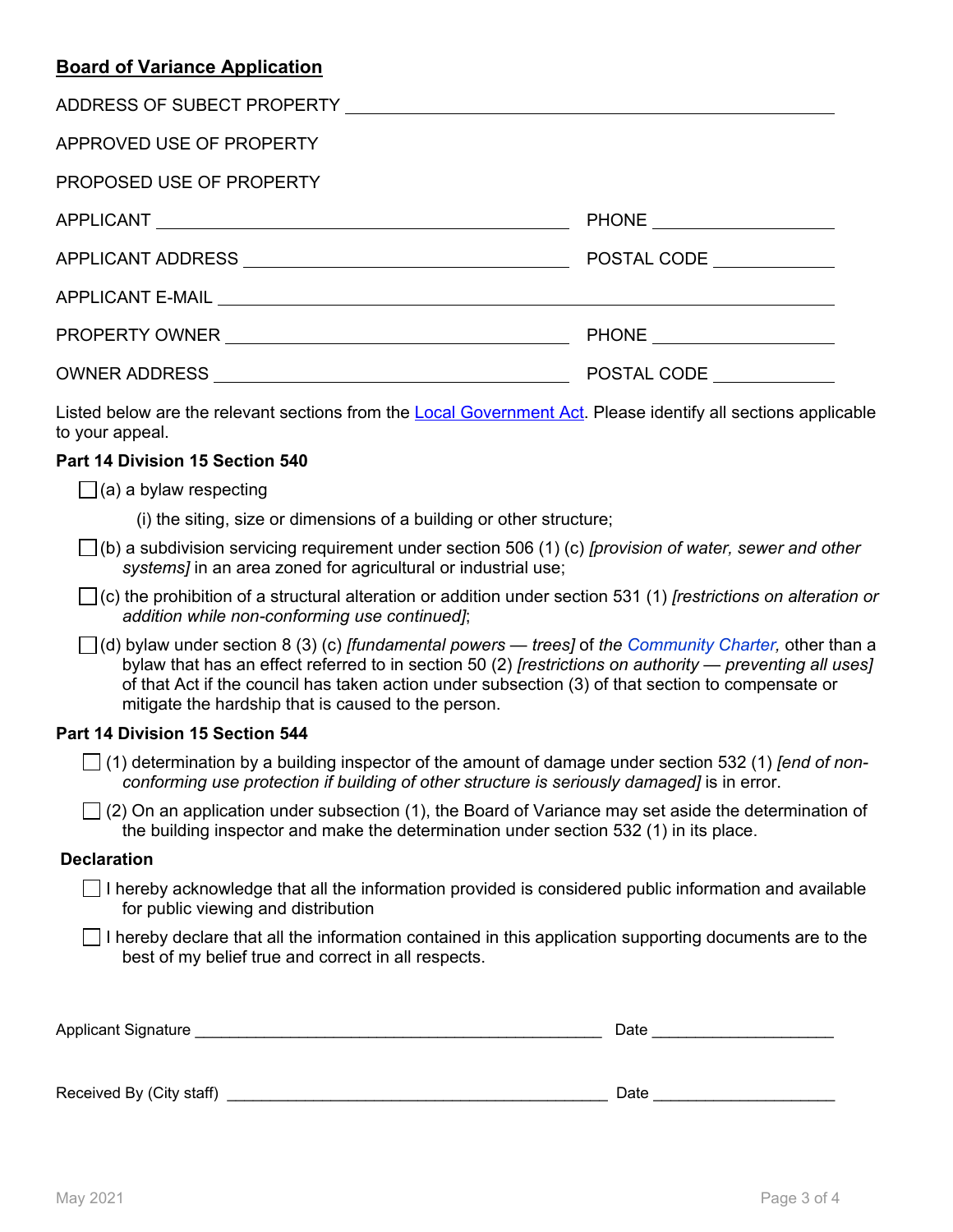## Board of Variance Application

ADDRESS OF SUBECT PROPERTY ______________________________

APPROVED USE OF PROPERTY

PROPOSED USE OF PROPERTY

APPLICANT ______________________________ PHONE ______________

APPLICANT ADDRESS ______________________________ POSTAL CODE __________

APPLICANT E-MAIL ______________________________

PROPERTY OWNER ______________________________ PHONE ______________

OWNER ADDRESS ______________________________ POSTAL CODE __________

Listed below are the relevant sections from the Local Government Act. Please identify all sections applicable to your appeal.

**Part 14 Division 15 Section 540**

- ☐ (a) a bylaw respecting
  - (i) the siting, size or dimensions of a building or other structure;
- ☐ (b) a subdivision servicing requirement under section 506 (1) (c) *[provision of water, sewer and other systems]* in an area zoned for agricultural or industrial use;
- ☐ (c) the prohibition of a structural alteration or addition under section 531 (1) *[restrictions on alteration or addition while non-conforming use continued]*;
- ☐ (d) bylaw under section 8 (3) (c) *[fundamental powers — trees]* of *the Community Charter,* other than a bylaw that has an effect referred to in section 50 (2) *[restrictions on authority — preventing all uses]* of that Act if the council has taken action under subsection (3) of that section to compensate or mitigate the hardship that is caused to the person.

**Part 14 Division 15 Section 544**

- ☐ (1) determination by a building inspector of the amount of damage under section 532 (1) *[end of non-conforming use protection if building of other structure is seriously damaged]* is in error.
- ☐ (2) On an application under subsection (1), the Board of Variance may set aside the determination of the building inspector and make the determination under section 532 (1) in its place.

**Declaration**

- ☐ I hereby acknowledge that all the information provided is considered public information and available for public viewing and distribution
- ☐ I hereby declare that all the information contained in this application supporting documents are to the best of my belief true and correct in all respects.

Applicant Signature ______________________________ Date ______________

Received By (City staff) ______________________________ Date ______________

May 2021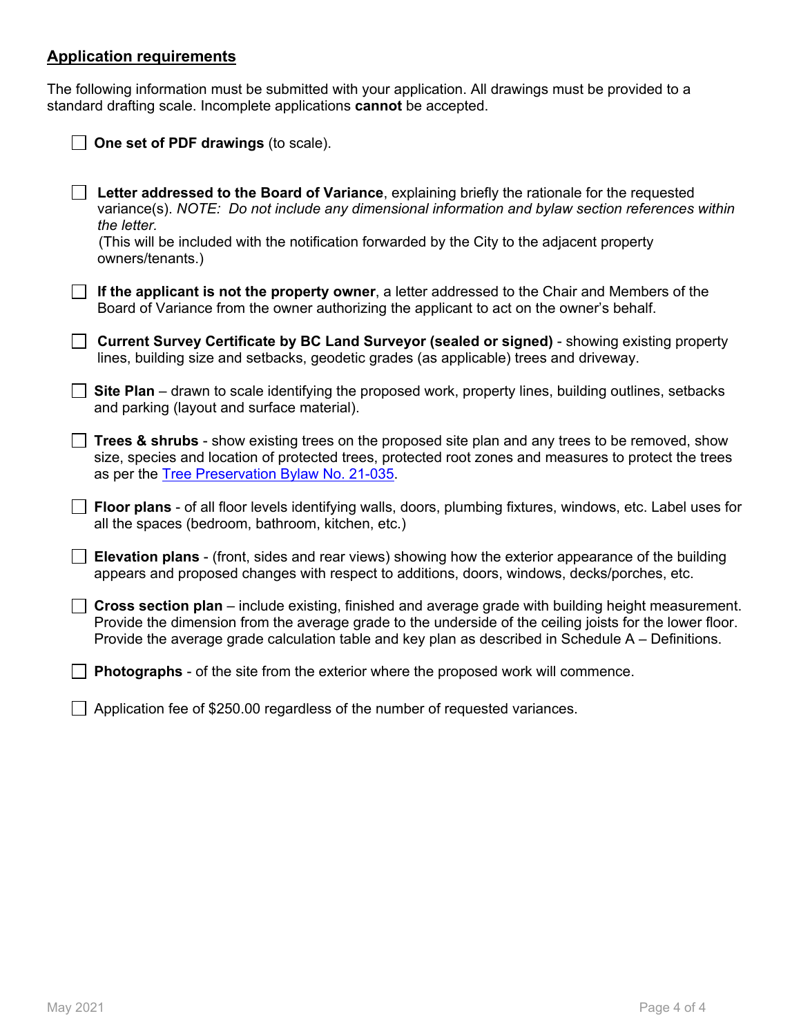## Application requirements

The following information must be submitted with your application. All drawings must be provided to a standard drafting scale. Incomplete applications **cannot** be accepted.

- [ ] **One set of PDF drawings** (to scale).
- [ ] **Letter addressed to the Board of Variance**, explaining briefly the rationale for the requested variance(s). *NOTE: Do not include any dimensional information and bylaw section references within the letter.*
  (This will be included with the notification forwarded by the City to the adjacent property owners/tenants.)
- [ ] **If the applicant is not the property owner**, a letter addressed to the Chair and Members of the Board of Variance from the owner authorizing the applicant to act on the owner's behalf.
- [ ] **Current Survey Certificate by BC Land Surveyor (sealed or signed)** - showing existing property lines, building size and setbacks, geodetic grades (as applicable) trees and driveway.
- [ ] **Site Plan** – drawn to scale identifying the proposed work, property lines, building outlines, setbacks and parking (layout and surface material).
- [ ] **Trees & shrubs** - show existing trees on the proposed site plan and any trees to be removed, show size, species and location of protected trees, protected root zones and measures to protect the trees as per the Tree Preservation Bylaw No. 21-035.
- [ ] **Floor plans** - of all floor levels identifying walls, doors, plumbing fixtures, windows, etc. Label uses for all the spaces (bedroom, bathroom, kitchen, etc.)
- [ ] **Elevation plans** - (front, sides and rear views) showing how the exterior appearance of the building appears and proposed changes with respect to additions, doors, windows, decks/porches, etc.
- [ ] **Cross section plan** – include existing, finished and average grade with building height measurement. Provide the dimension from the average grade to the underside of the ceiling joists for the lower floor. Provide the average grade calculation table and key plan as described in Schedule A – Definitions.
- [ ] **Photographs** - of the site from the exterior where the proposed work will commence.
- [ ] Application fee of $250.00 regardless of the number of requested variances.

May 2021